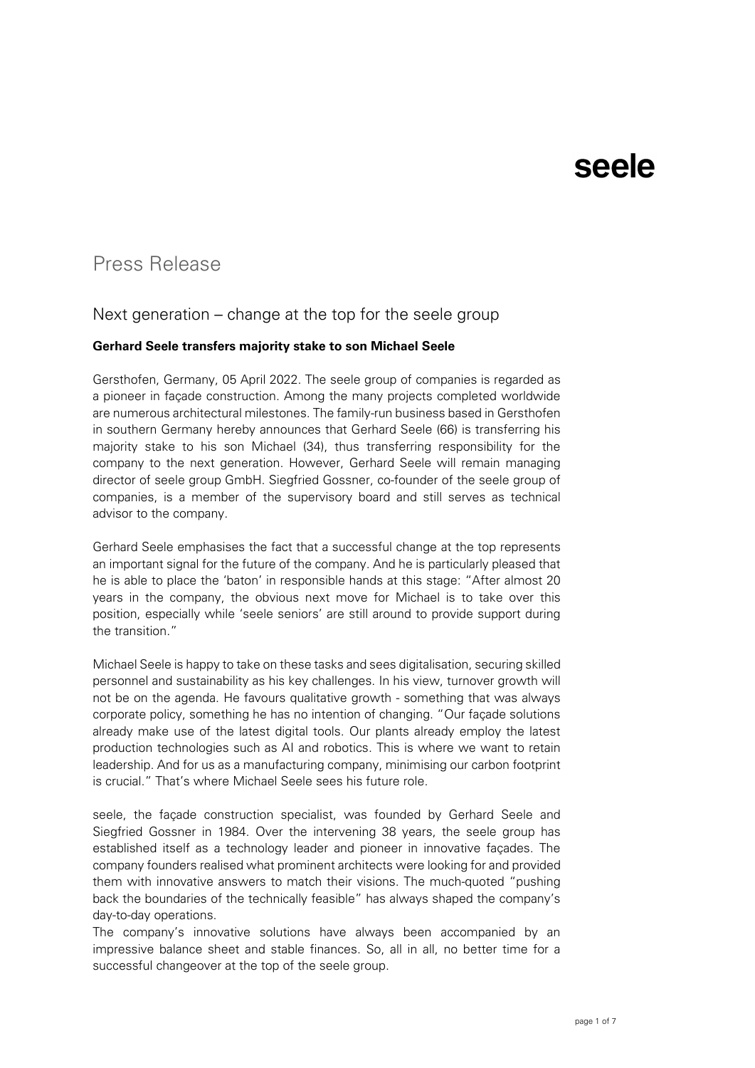seele

# Press Release

## Next generation – change at the top for the seele group

**Gerhard Seele transfers majority stake to son Michael Seele**

Gersthofen, Germany, 05 April 2022. The seele group of companies is regarded as a pioneer in façade construction. Among the many projects completed worldwide are numerous architectural milestones. The family-run business based in Gersthofen in southern Germany hereby announces that Gerhard Seele (66) is transferring his majority stake to his son Michael (34), thus transferring responsibility for the company to the next generation. However, Gerhard Seele will remain managing director of seele group GmbH. Siegfried Gossner, co-founder of the seele group of companies, is a member of the supervisory board and still serves as technical advisor to the company.

Gerhard Seele emphasises the fact that a successful change at the top represents an important signal for the future of the company. And he is particularly pleased that he is able to place the 'baton' in responsible hands at this stage: "After almost 20 years in the company, the obvious next move for Michael is to take over this position, especially while 'seele seniors' are still around to provide support during the transition."

Michael Seele is happy to take on these tasks and sees digitalisation, securing skilled personnel and sustainability as his key challenges. In his view, turnover growth will not be on the agenda. He favours qualitative growth - something that was always corporate policy, something he has no intention of changing. "Our façade solutions already make use of the latest digital tools. Our plants already employ the latest production technologies such as AI and robotics. This is where we want to retain leadership. And for us as a manufacturing company, minimising our carbon footprint is crucial." That's where Michael Seele sees his future role.

seele, the façade construction specialist, was founded by Gerhard Seele and Siegfried Gossner in 1984. Over the intervening 38 years, the seele group has established itself as a technology leader and pioneer in innovative façades. The company founders realised what prominent architects were looking for and provided them with innovative answers to match their visions. The much-quoted "pushing back the boundaries of the technically feasible" has always shaped the company's day-to-day operations.

The company's innovative solutions have always been accompanied by an impressive balance sheet and stable finances. So, all in all, no better time for a successful changeover at the top of the seele group.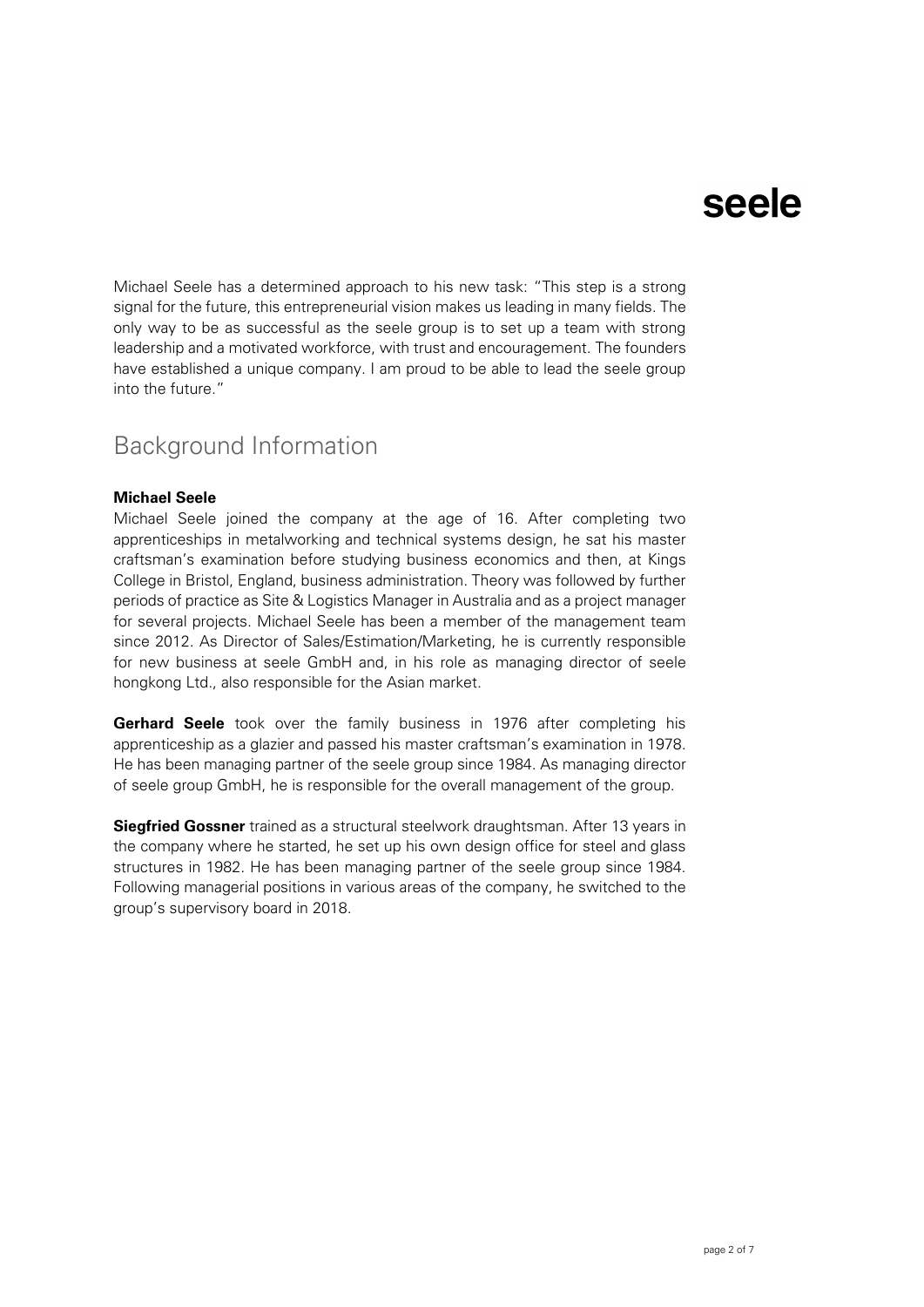Michael Seele has a determined approach to his new task: "This step is a strong signal for the future, this entrepreneurial vision makes us leading in many fields. The only way to be as successful as the seele group is to set up a team with strong leadership and a motivated workforce, with trust and encouragement. The founders have established a unique company. I am proud to be able to lead the seele group into the future."

## Background Information

**Michael Seele**
Michael Seele joined the company at the age of 16. After completing two apprenticeships in metalworking and technical systems design, he sat his master craftsman's examination before studying business economics and then, at Kings College in Bristol, England, business administration. Theory was followed by further periods of practice as Site & Logistics Manager in Australia and as a project manager for several projects. Michael Seele has been a member of the management team since 2012. As Director of Sales/Estimation/Marketing, he is currently responsible for new business at seele GmbH and, in his role as managing director of seele hongkong Ltd., also responsible for the Asian market.

**Gerhard Seele** took over the family business in 1976 after completing his apprenticeship as a glazier and passed his master craftsman's examination in 1978. He has been managing partner of the seele group since 1984. As managing director of seele group GmbH, he is responsible for the overall management of the group.

**Siegfried Gossner** trained as a structural steelwork draughtsman. After 13 years in the company where he started, he set up his own design office for steel and glass structures in 1982. He has been managing partner of the seele group since 1984. Following managerial positions in various areas of the company, he switched to the group's supervisory board in 2018.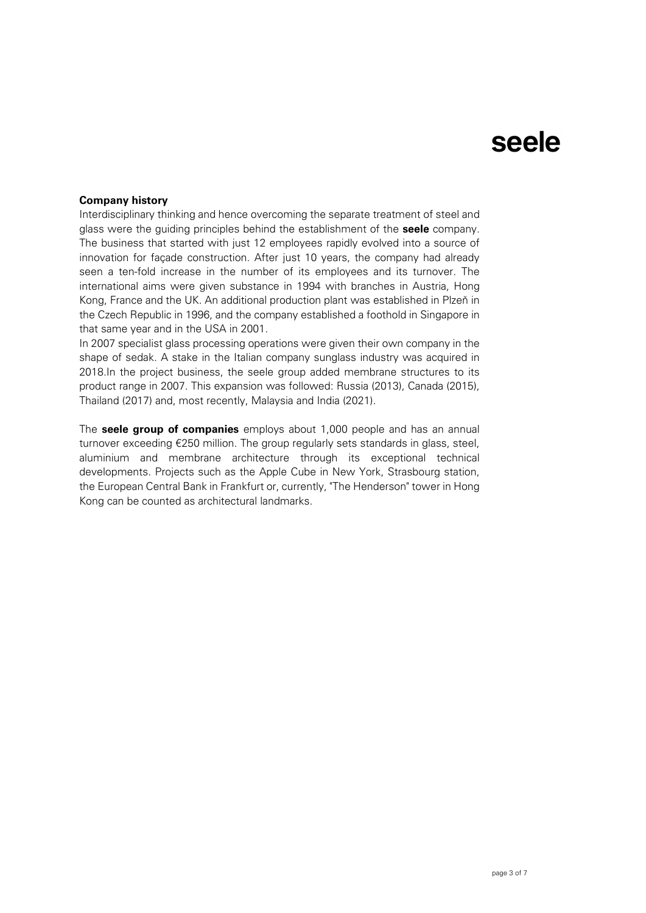**Company history**

Interdisciplinary thinking and hence overcoming the separate treatment of steel and glass were the guiding principles behind the establishment of the **seele** company. The business that started with just 12 employees rapidly evolved into a source of innovation for façade construction. After just 10 years, the company had already seen a ten-fold increase in the number of its employees and its turnover. The international aims were given substance in 1994 with branches in Austria, Hong Kong, France and the UK. An additional production plant was established in Plzeň in the Czech Republic in 1996, and the company established a foothold in Singapore in that same year and in the USA in 2001.

In 2007 specialist glass processing operations were given their own company in the shape of sedak. A stake in the Italian company sunglass industry was acquired in 2018.In the project business, the seele group added membrane structures to its product range in 2007. This expansion was followed: Russia (2013), Canada (2015), Thailand (2017) and, most recently, Malaysia and India (2021).

The **seele group of companies** employs about 1,000 people and has an annual turnover exceeding €250 million. The group regularly sets standards in glass, steel, aluminium and membrane architecture through its exceptional technical developments. Projects such as the Apple Cube in New York, Strasbourg station, the European Central Bank in Frankfurt or, currently, "The Henderson" tower in Hong Kong can be counted as architectural landmarks.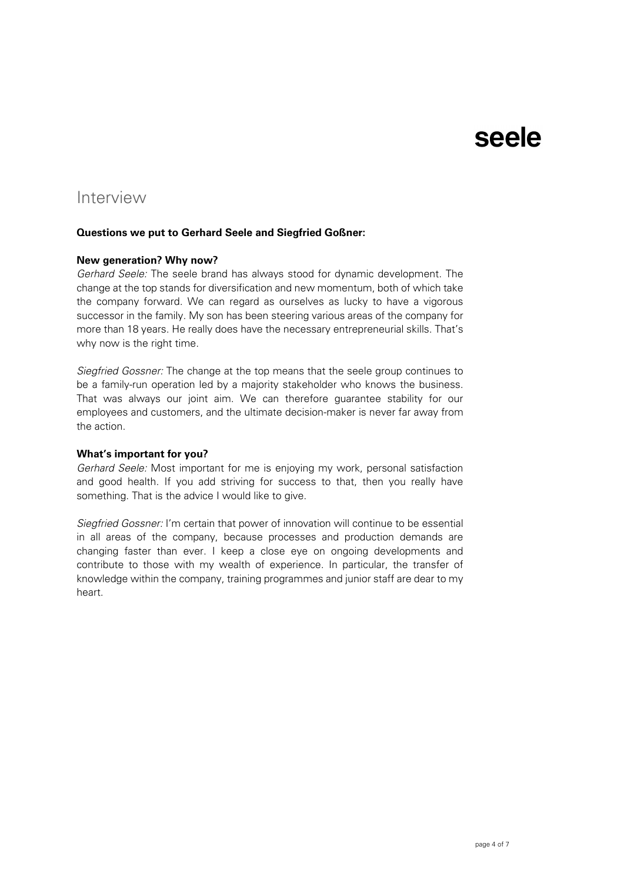## Interview

**Questions we put to Gerhard Seele and Siegfried Goßner:**

**New generation? Why now?**

*Gerhard Seele:* The seele brand has always stood for dynamic development. The change at the top stands for diversification and new momentum, both of which take the company forward. We can regard as ourselves as lucky to have a vigorous successor in the family. My son has been steering various areas of the company for more than 18 years. He really does have the necessary entrepreneurial skills. That's why now is the right time.

*Siegfried Gossner:* The change at the top means that the seele group continues to be a family-run operation led by a majority stakeholder who knows the business. That was always our joint aim. We can therefore guarantee stability for our employees and customers, and the ultimate decision-maker is never far away from the action.

**What's important for you?**

*Gerhard Seele:* Most important for me is enjoying my work, personal satisfaction and good health. If you add striving for success to that, then you really have something. That is the advice I would like to give.

*Siegfried Gossner:* I'm certain that power of innovation will continue to be essential in all areas of the company, because processes and production demands are changing faster than ever. I keep a close eye on ongoing developments and contribute to those with my wealth of experience. In particular, the transfer of knowledge within the company, training programmes and junior staff are dear to my heart.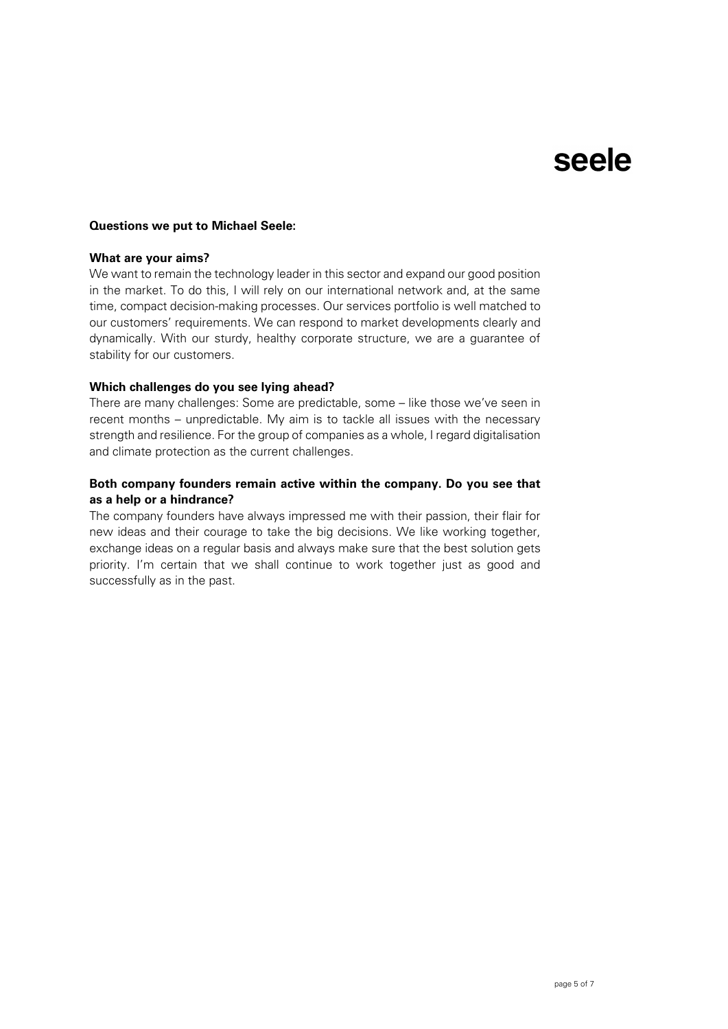**Questions we put to Michael Seele:**

**What are your aims?**

We want to remain the technology leader in this sector and expand our good position in the market. To do this, I will rely on our international network and, at the same time, compact decision-making processes. Our services portfolio is well matched to our customers' requirements. We can respond to market developments clearly and dynamically. With our sturdy, healthy corporate structure, we are a guarantee of stability for our customers.

**Which challenges do you see lying ahead?**

There are many challenges: Some are predictable, some – like those we've seen in recent months – unpredictable. My aim is to tackle all issues with the necessary strength and resilience. For the group of companies as a whole, I regard digitalisation and climate protection as the current challenges.

**Both company founders remain active within the company. Do you see that as a help or a hindrance?**

The company founders have always impressed me with their passion, their flair for new ideas and their courage to take the big decisions. We like working together, exchange ideas on a regular basis and always make sure that the best solution gets priority. I'm certain that we shall continue to work together just as good and successfully as in the past.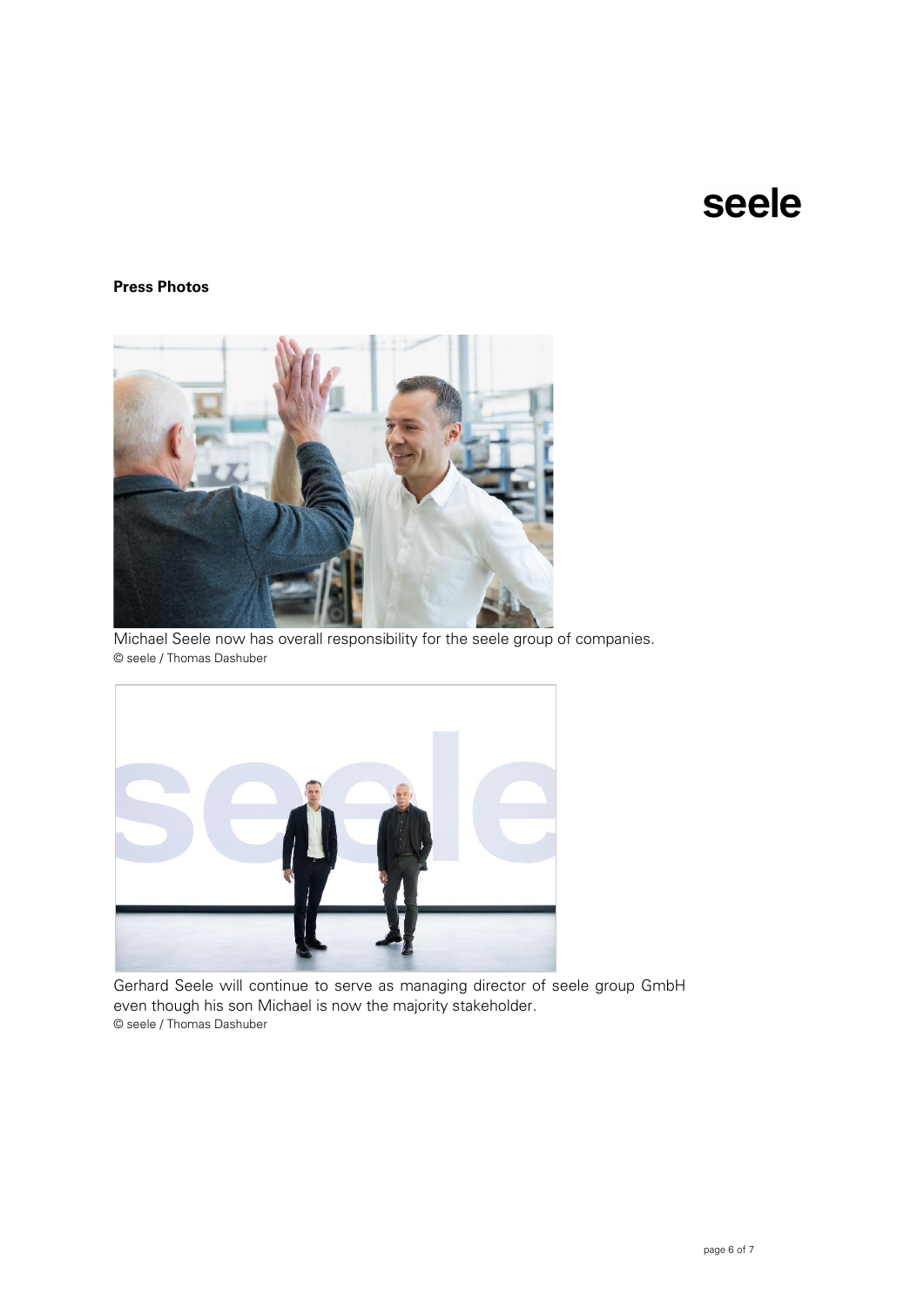**Press Photos**

Michael Seele now has overall responsibility for the seele group of companies.
© seele / Thomas Dashuber

Gerhard Seele will continue to serve as managing director of seele group GmbH even though his son Michael is now the majority stakeholder.
© seele / Thomas Dashuber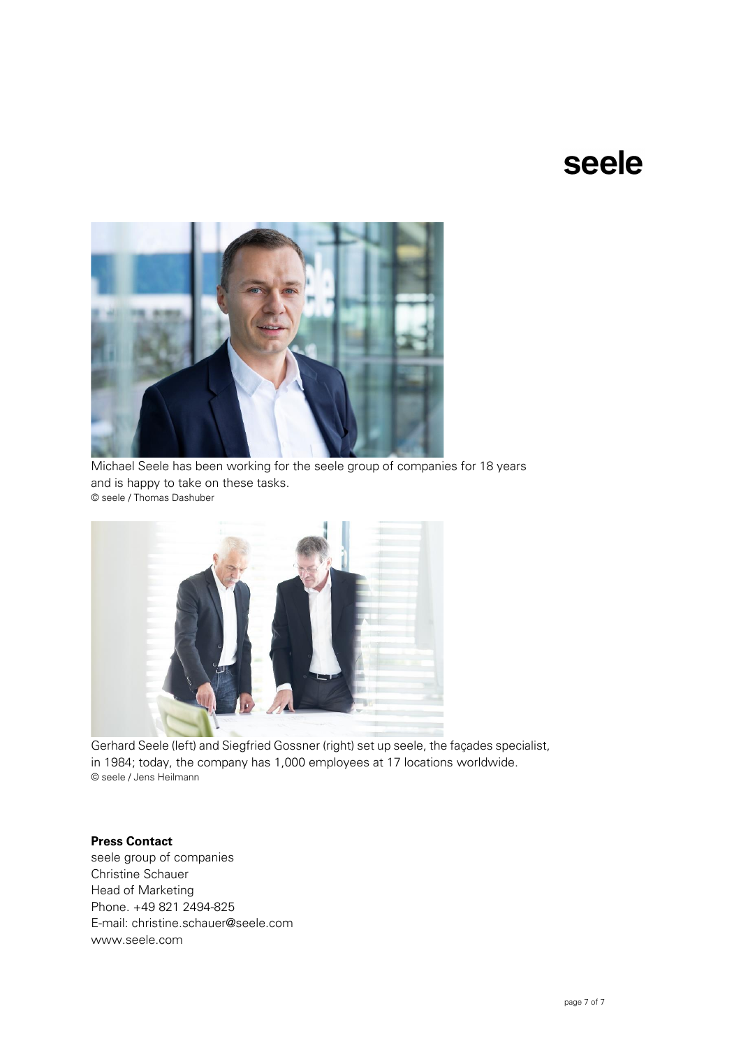Michael Seele has been working for the seele group of companies for 18 years and is happy to take on these tasks.
© seele / Thomas Dashuber

Gerhard Seele (left) and Siegfried Gossner (right) set up seele, the façades specialist, in 1984; today, the company has 1,000 employees at 17 locations worldwide.
© seele / Jens Heilmann

**Press Contact**
seele group of companies
Christine Schauer
Head of Marketing
Phone. +49 821 2494-825
E-mail: christine.schauer@seele.com
www.seele.com